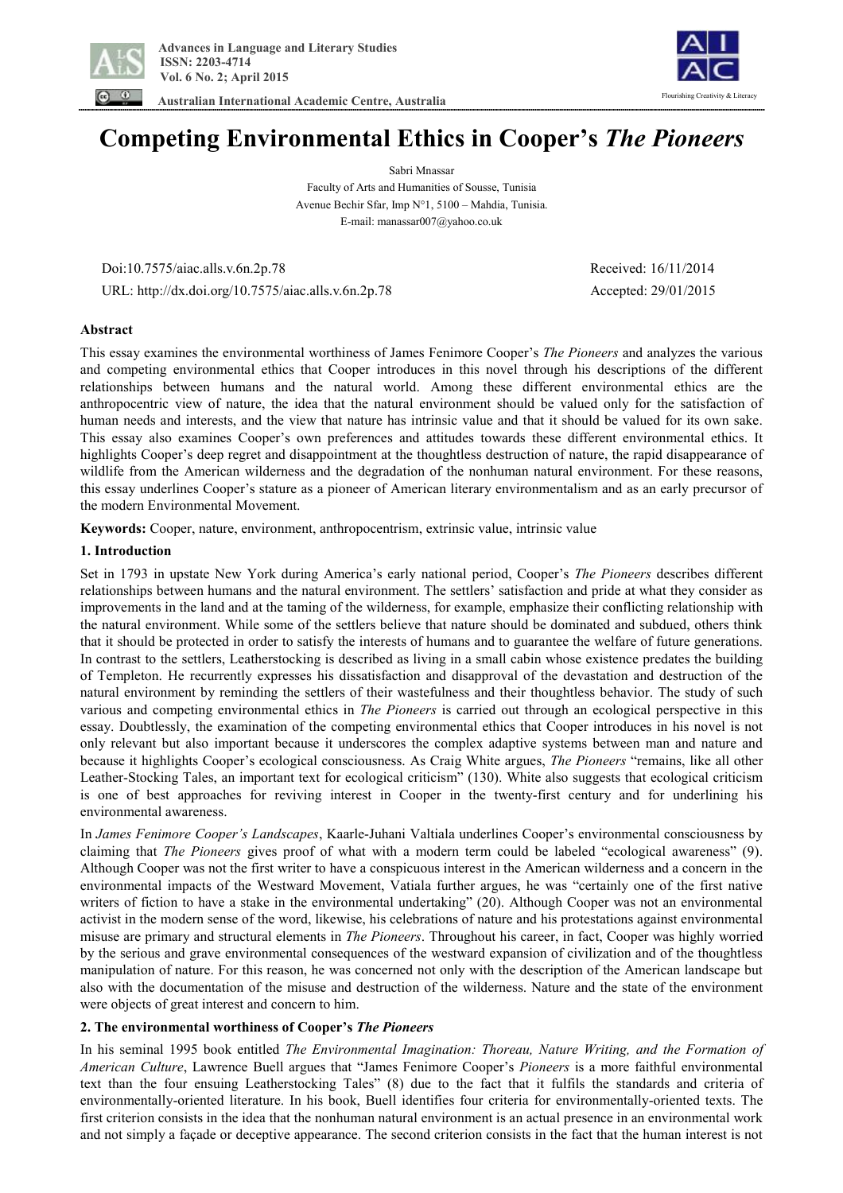# Competing Environmental Ethics in Cooper's *The Pioneers*

Sabri Mnassar
Faculty of Arts and Humanities of Sousse, Tunisia
Avenue Bechir Sfar, Imp N°1, 5100 – Mahdia, Tunisia.
E-mail: manassar007@yahoo.co.uk

Doi:10.7575/aiac.alls.v.6n.2p.78 Received: 16/11/2014
URL: http://dx.doi.org/10.7575/aiac.alls.v.6n.2p.78 Accepted: 29/01/2015

## Abstract

This essay examines the environmental worthiness of James Fenimore Cooper's *The Pioneers* and analyzes the various and competing environmental ethics that Cooper introduces in this novel through his descriptions of the different relationships between humans and the natural world. Among these different environmental ethics are the anthropocentric view of nature, the idea that the natural environment should be valued only for the satisfaction of human needs and interests, and the view that nature has intrinsic value and that it should be valued for its own sake. This essay also examines Cooper's own preferences and attitudes towards these different environmental ethics. It highlights Cooper's deep regret and disappointment at the thoughtless destruction of nature, the rapid disappearance of wildlife from the American wilderness and the degradation of the nonhuman natural environment. For these reasons, this essay underlines Cooper's stature as a pioneer of American literary environmentalism and as an early precursor of the modern Environmental Movement.

**Keywords:** Cooper, nature, environment, anthropocentrism, extrinsic value, intrinsic value

## 1. Introduction

Set in 1793 in upstate New York during America's early national period, Cooper's *The Pioneers* describes different relationships between humans and the natural environment. The settlers' satisfaction and pride at what they consider as improvements in the land and at the taming of the wilderness, for example, emphasize their conflicting relationship with the natural environment. While some of the settlers believe that nature should be dominated and subdued, others think that it should be protected in order to satisfy the interests of humans and to guarantee the welfare of future generations. In contrast to the settlers, Leatherstocking is described as living in a small cabin whose existence predates the building of Templeton. He recurrently expresses his dissatisfaction and disapproval of the devastation and destruction of the natural environment by reminding the settlers of their wastefulness and their thoughtless behavior. The study of such various and competing environmental ethics in *The Pioneers* is carried out through an ecological perspective in this essay. Doubtlessly, the examination of the competing environmental ethics that Cooper introduces in his novel is not only relevant but also important because it underscores the complex adaptive systems between man and nature and because it highlights Cooper's ecological consciousness. As Craig White argues, *The Pioneers* "remains, like all other Leather-Stocking Tales, an important text for ecological criticism" (130). White also suggests that ecological criticism is one of best approaches for reviving interest in Cooper in the twenty-first century and for underlining his environmental awareness.

In *James Fenimore Cooper's Landscapes*, Kaarle-Juhani Valtiala underlines Cooper's environmental consciousness by claiming that *The Pioneers* gives proof of what with a modern term could be labeled "ecological awareness" (9). Although Cooper was not the first writer to have a conspicuous interest in the American wilderness and a concern in the environmental impacts of the Westward Movement, Vatiala further argues, he was "certainly one of the first native writers of fiction to have a stake in the environmental undertaking" (20). Although Cooper was not an environmental activist in the modern sense of the word, likewise, his celebrations of nature and his protestations against environmental misuse are primary and structural elements in *The Pioneers*. Throughout his career, in fact, Cooper was highly worried by the serious and grave environmental consequences of the westward expansion of civilization and of the thoughtless manipulation of nature. For this reason, he was concerned not only with the description of the American landscape but also with the documentation of the misuse and destruction of the wilderness. Nature and the state of the environment were objects of great interest and concern to him.

## 2. The environmental worthiness of Cooper's *The Pioneers*

In his seminal 1995 book entitled *The Environmental Imagination: Thoreau, Nature Writing, and the Formation of American Culture*, Lawrence Buell argues that "James Fenimore Cooper's *Pioneers* is a more faithful environmental text than the four ensuing Leatherstocking Tales" (8) due to the fact that it fulfils the standards and criteria of environmentally-oriented literature. In his book, Buell identifies four criteria for environmentally-oriented texts. The first criterion consists in the idea that the nonhuman natural environment is an actual presence in an environmental work and not simply a façade or deceptive appearance. The second criterion consists in the fact that the human interest is not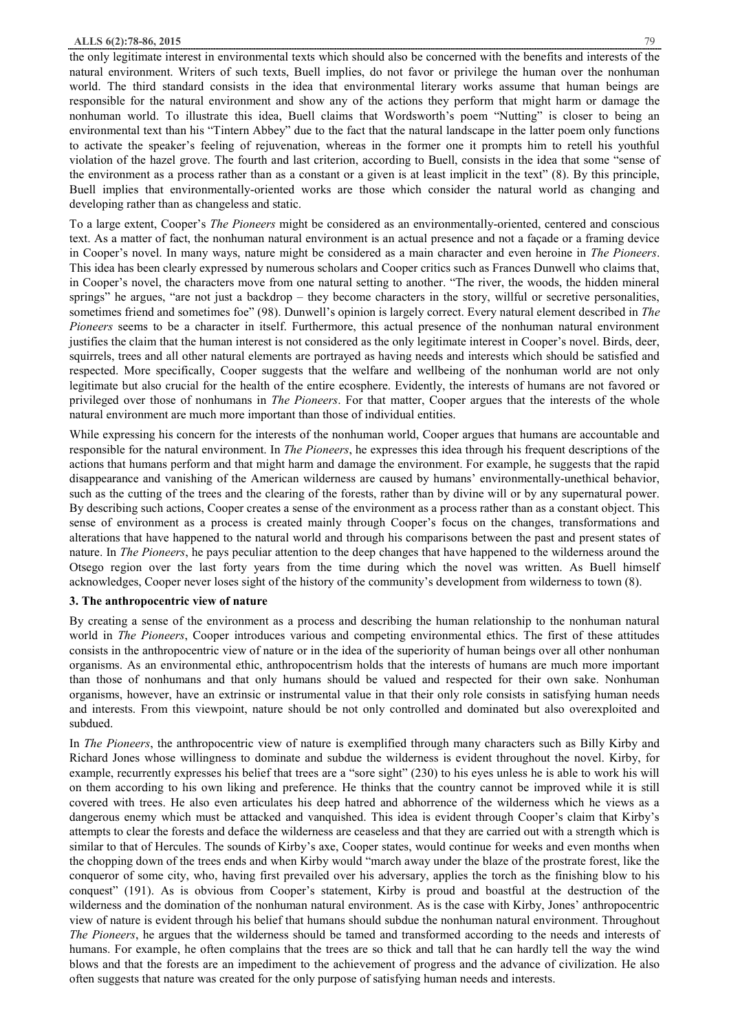the only legitimate interest in environmental texts which should also be concerned with the benefits and interests of the natural environment. Writers of such texts, Buell implies, do not favor or privilege the human over the nonhuman world. The third standard consists in the idea that environmental literary works assume that human beings are responsible for the natural environment and show any of the actions they perform that might harm or damage the nonhuman world. To illustrate this idea, Buell claims that Wordsworth's poem "Nutting" is closer to being an environmental text than his "Tintern Abbey" due to the fact that the natural landscape in the latter poem only functions to activate the speaker's feeling of rejuvenation, whereas in the former one it prompts him to retell his youthful violation of the hazel grove. The fourth and last criterion, according to Buell, consists in the idea that some "sense of the environment as a process rather than as a constant or a given is at least implicit in the text" (8). By this principle, Buell implies that environmentally-oriented works are those which consider the natural world as changing and developing rather than as changeless and static.

To a large extent, Cooper's *The Pioneers* might be considered as an environmentally-oriented, centered and conscious text. As a matter of fact, the nonhuman natural environment is an actual presence and not a façade or a framing device in Cooper's novel. In many ways, nature might be considered as a main character and even heroine in *The Pioneers*. This idea has been clearly expressed by numerous scholars and Cooper critics such as Frances Dunwell who claims that, in Cooper's novel, the characters move from one natural setting to another. "The river, the woods, the hidden mineral springs" he argues, "are not just a backdrop – they become characters in the story, willful or secretive personalities, sometimes friend and sometimes foe" (98). Dunwell's opinion is largely correct. Every natural element described in *The Pioneers* seems to be a character in itself. Furthermore, this actual presence of the nonhuman natural environment justifies the claim that the human interest is not considered as the only legitimate interest in Cooper's novel. Birds, deer, squirrels, trees and all other natural elements are portrayed as having needs and interests which should be satisfied and respected. More specifically, Cooper suggests that the welfare and wellbeing of the nonhuman world are not only legitimate but also crucial for the health of the entire ecosphere. Evidently, the interests of humans are not favored or privileged over those of nonhumans in *The Pioneers*. For that matter, Cooper argues that the interests of the whole natural environment are much more important than those of individual entities.

While expressing his concern for the interests of the nonhuman world, Cooper argues that humans are accountable and responsible for the natural environment. In *The Pioneers*, he expresses this idea through his frequent descriptions of the actions that humans perform and that might harm and damage the environment. For example, he suggests that the rapid disappearance and vanishing of the American wilderness are caused by humans' environmentally-unethical behavior, such as the cutting of the trees and the clearing of the forests, rather than by divine will or by any supernatural power. By describing such actions, Cooper creates a sense of the environment as a process rather than as a constant object. This sense of environment as a process is created mainly through Cooper's focus on the changes, transformations and alterations that have happened to the natural world and through his comparisons between the past and present states of nature. In *The Pioneers*, he pays peculiar attention to the deep changes that have happened to the wilderness around the Otsego region over the last forty years from the time during which the novel was written. As Buell himself acknowledges, Cooper never loses sight of the history of the community's development from wilderness to town (8).

## 3. The anthropocentric view of nature

By creating a sense of the environment as a process and describing the human relationship to the nonhuman natural world in *The Pioneers*, Cooper introduces various and competing environmental ethics. The first of these attitudes consists in the anthropocentric view of nature or in the idea of the superiority of human beings over all other nonhuman organisms. As an environmental ethic, anthropocentrism holds that the interests of humans are much more important than those of nonhumans and that only humans should be valued and respected for their own sake. Nonhuman organisms, however, have an extrinsic or instrumental value in that their only role consists in satisfying human needs and interests. From this viewpoint, nature should be not only controlled and dominated but also overexploited and subdued.

In *The Pioneers*, the anthropocentric view of nature is exemplified through many characters such as Billy Kirby and Richard Jones whose willingness to dominate and subdue the wilderness is evident throughout the novel. Kirby, for example, recurrently expresses his belief that trees are a "sore sight" (230) to his eyes unless he is able to work his will on them according to his own liking and preference. He thinks that the country cannot be improved while it is still covered with trees. He also even articulates his deep hatred and abhorrence of the wilderness which he views as a dangerous enemy which must be attacked and vanquished. This idea is evident through Cooper's claim that Kirby's attempts to clear the forests and deface the wilderness are ceaseless and that they are carried out with a strength which is similar to that of Hercules. The sounds of Kirby's axe, Cooper states, would continue for weeks and even months when the chopping down of the trees ends and when Kirby would "march away under the blaze of the prostrate forest, like the conqueror of some city, who, having first prevailed over his adversary, applies the torch as the finishing blow to his conquest" (191). As is obvious from Cooper's statement, Kirby is proud and boastful at the destruction of the wilderness and the domination of the nonhuman natural environment. As is the case with Kirby, Jones' anthropocentric view of nature is evident through his belief that humans should subdue the nonhuman natural environment. Throughout *The Pioneers*, he argues that the wilderness should be tamed and transformed according to the needs and interests of humans. For example, he often complains that the trees are so thick and tall that he can hardly tell the way the wind blows and that the forests are an impediment to the achievement of progress and the advance of civilization. He also often suggests that nature was created for the only purpose of satisfying human needs and interests.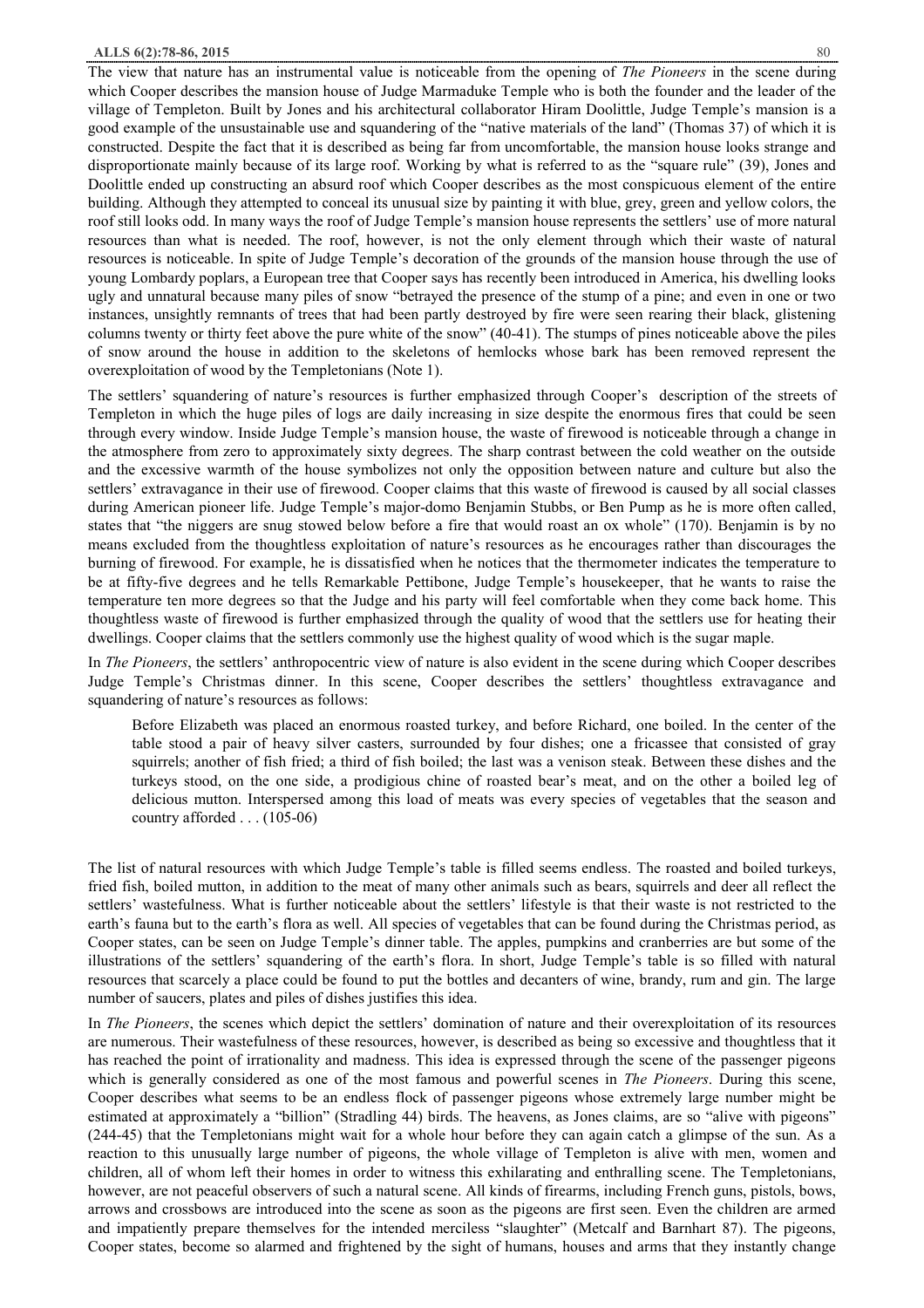The view that nature has an instrumental value is noticeable from the opening of *The Pioneers* in the scene during which Cooper describes the mansion house of Judge Marmaduke Temple who is both the founder and the leader of the village of Templeton. Built by Jones and his architectural collaborator Hiram Doolittle, Judge Temple's mansion is a good example of the unsustainable use and squandering of the "native materials of the land" (Thomas 37) of which it is constructed. Despite the fact that it is described as being far from uncomfortable, the mansion house looks strange and disproportionate mainly because of its large roof. Working by what is referred to as the "square rule" (39), Jones and Doolittle ended up constructing an absurd roof which Cooper describes as the most conspicuous element of the entire building. Although they attempted to conceal its unusual size by painting it with blue, grey, green and yellow colors, the roof still looks odd. In many ways the roof of Judge Temple's mansion house represents the settlers' use of more natural resources than what is needed. The roof, however, is not the only element through which their waste of natural resources is noticeable. In spite of Judge Temple's decoration of the grounds of the mansion house through the use of young Lombardy poplars, a European tree that Cooper says has recently been introduced in America, his dwelling looks ugly and unnatural because many piles of snow "betrayed the presence of the stump of a pine; and even in one or two instances, unsightly remnants of trees that had been partly destroyed by fire were seen rearing their black, glistening columns twenty or thirty feet above the pure white of the snow" (40-41). The stumps of pines noticeable above the piles of snow around the house in addition to the skeletons of hemlocks whose bark has been removed represent the overexploitation of wood by the Templetonians (Note 1).

The settlers' squandering of nature's resources is further emphasized through Cooper's description of the streets of Templeton in which the huge piles of logs are daily increasing in size despite the enormous fires that could be seen through every window. Inside Judge Temple's mansion house, the waste of firewood is noticeable through a change in the atmosphere from zero to approximately sixty degrees. The sharp contrast between the cold weather on the outside and the excessive warmth of the house symbolizes not only the opposition between nature and culture but also the settlers' extravagance in their use of firewood. Cooper claims that this waste of firewood is caused by all social classes during American pioneer life. Judge Temple's major-domo Benjamin Stubbs, or Ben Pump as he is more often called, states that "the niggers are snug stowed below before a fire that would roast an ox whole" (170). Benjamin is by no means excluded from the thoughtless exploitation of nature's resources as he encourages rather than discourages the burning of firewood. For example, he is dissatisfied when he notices that the thermometer indicates the temperature to be at fifty-five degrees and he tells Remarkable Pettibone, Judge Temple's housekeeper, that he wants to raise the temperature ten more degrees so that the Judge and his party will feel comfortable when they come back home. This thoughtless waste of firewood is further emphasized through the quality of wood that the settlers use for heating their dwellings. Cooper claims that the settlers commonly use the highest quality of wood which is the sugar maple.

In *The Pioneers*, the settlers' anthropocentric view of nature is also evident in the scene during which Cooper describes Judge Temple's Christmas dinner. In this scene, Cooper describes the settlers' thoughtless extravagance and squandering of nature's resources as follows:

> Before Elizabeth was placed an enormous roasted turkey, and before Richard, one boiled. In the center of the table stood a pair of heavy silver casters, surrounded by four dishes; one a fricassee that consisted of gray squirrels; another of fish fried; a third of fish boiled; the last was a venison steak. Between these dishes and the turkeys stood, on the one side, a prodigious chine of roasted bear's meat, and on the other a boiled leg of delicious mutton. Interspersed among this load of meats was every species of vegetables that the season and country afforded . . . (105-06)

The list of natural resources with which Judge Temple's table is filled seems endless. The roasted and boiled turkeys, fried fish, boiled mutton, in addition to the meat of many other animals such as bears, squirrels and deer all reflect the settlers' wastefulness. What is further noticeable about the settlers' lifestyle is that their waste is not restricted to the earth's fauna but to the earth's flora as well. All species of vegetables that can be found during the Christmas period, as Cooper states, can be seen on Judge Temple's dinner table. The apples, pumpkins and cranberries are but some of the illustrations of the settlers' squandering of the earth's flora. In short, Judge Temple's table is so filled with natural resources that scarcely a place could be found to put the bottles and decanters of wine, brandy, rum and gin. The large number of saucers, plates and piles of dishes justifies this idea.

In *The Pioneers*, the scenes which depict the settlers' domination of nature and their overexploitation of its resources are numerous. Their wastefulness of these resources, however, is described as being so excessive and thoughtless that it has reached the point of irrationality and madness. This idea is expressed through the scene of the passenger pigeons which is generally considered as one of the most famous and powerful scenes in *The Pioneers*. During this scene, Cooper describes what seems to be an endless flock of passenger pigeons whose extremely large number might be estimated at approximately a "billion" (Stradling 44) birds. The heavens, as Jones claims, are so "alive with pigeons" (244-45) that the Templetonians might wait for a whole hour before they can again catch a glimpse of the sun. As a reaction to this unusually large number of pigeons, the whole village of Templeton is alive with men, women and children, all of whom left their homes in order to witness this exhilarating and enthralling scene. The Templetonians, however, are not peaceful observers of such a natural scene. All kinds of firearms, including French guns, pistols, bows, arrows and crossbows are introduced into the scene as soon as the pigeons are first seen. Even the children are armed and impatiently prepare themselves for the intended merciless "slaughter" (Metcalf and Barnhart 87). The pigeons, Cooper states, become so alarmed and frightened by the sight of humans, houses and arms that they instantly change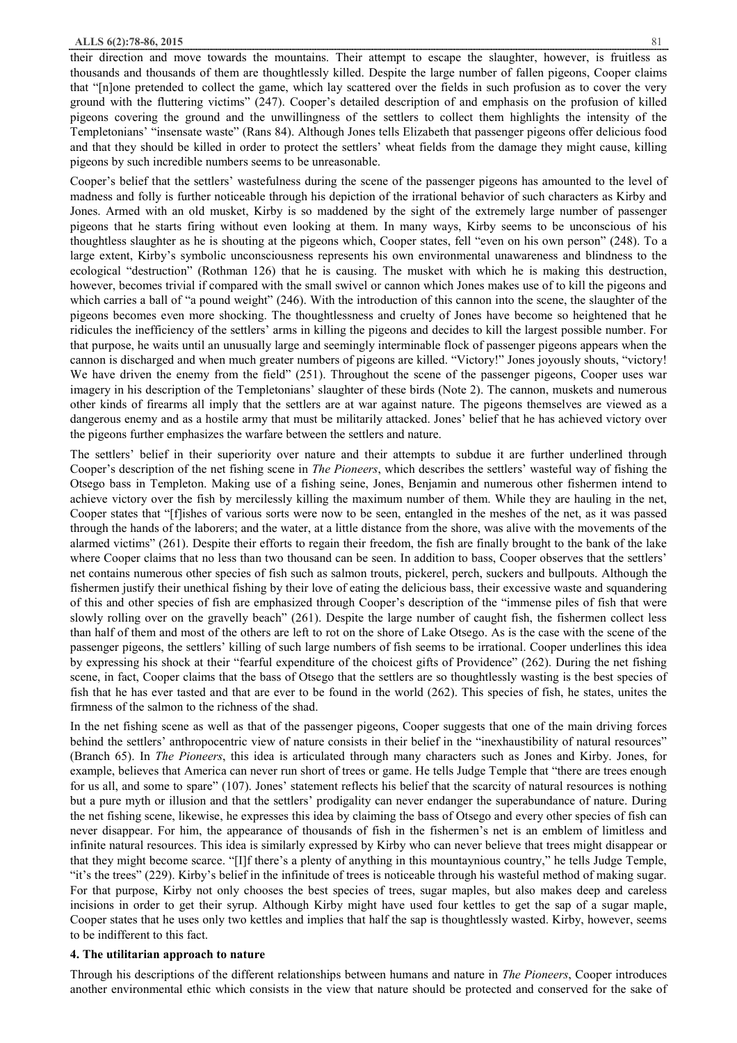their direction and move towards the mountains. Their attempt to escape the slaughter, however, is fruitless as thousands and thousands of them are thoughtlessly killed. Despite the large number of fallen pigeons, Cooper claims that "[n]one pretended to collect the game, which lay scattered over the fields in such profusion as to cover the very ground with the fluttering victims" (247). Cooper's detailed description of and emphasis on the profusion of killed pigeons covering the ground and the unwillingness of the settlers to collect them highlights the intensity of the Templetonians' "insensate waste" (Rans 84). Although Jones tells Elizabeth that passenger pigeons offer delicious food and that they should be killed in order to protect the settlers' wheat fields from the damage they might cause, killing pigeons by such incredible numbers seems to be unreasonable.

Cooper's belief that the settlers' wastefulness during the scene of the passenger pigeons has amounted to the level of madness and folly is further noticeable through his depiction of the irrational behavior of such characters as Kirby and Jones. Armed with an old musket, Kirby is so maddened by the sight of the extremely large number of passenger pigeons that he starts firing without even looking at them. In many ways, Kirby seems to be unconscious of his thoughtless slaughter as he is shouting at the pigeons which, Cooper states, fell "even on his own person" (248). To a large extent, Kirby's symbolic unconsciousness represents his own environmental unawareness and blindness to the ecological "destruction" (Rothman 126) that he is causing. The musket with which he is making this destruction, however, becomes trivial if compared with the small swivel or cannon which Jones makes use of to kill the pigeons and which carries a ball of "a pound weight" (246). With the introduction of this cannon into the scene, the slaughter of the pigeons becomes even more shocking. The thoughtlessness and cruelty of Jones have become so heightened that he ridicules the inefficiency of the settlers' arms in killing the pigeons and decides to kill the largest possible number. For that purpose, he waits until an unusually large and seemingly interminable flock of passenger pigeons appears when the cannon is discharged and when much greater numbers of pigeons are killed. "Victory!" Jones joyously shouts, "victory! We have driven the enemy from the field" (251). Throughout the scene of the passenger pigeons, Cooper uses war imagery in his description of the Templetonians' slaughter of these birds (Note 2). The cannon, muskets and numerous other kinds of firearms all imply that the settlers are at war against nature. The pigeons themselves are viewed as a dangerous enemy and as a hostile army that must be militarily attacked. Jones' belief that he has achieved victory over the pigeons further emphasizes the warfare between the settlers and nature.

The settlers' belief in their superiority over nature and their attempts to subdue it are further underlined through Cooper's description of the net fishing scene in *The Pioneers*, which describes the settlers' wasteful way of fishing the Otsego bass in Templeton. Making use of a fishing seine, Jones, Benjamin and numerous other fishermen intend to achieve victory over the fish by mercilessly killing the maximum number of them. While they are hauling in the net, Cooper states that "[f]ishes of various sorts were now to be seen, entangled in the meshes of the net, as it was passed through the hands of the laborers; and the water, at a little distance from the shore, was alive with the movements of the alarmed victims" (261). Despite their efforts to regain their freedom, the fish are finally brought to the bank of the lake where Cooper claims that no less than two thousand can be seen. In addition to bass, Cooper observes that the settlers' net contains numerous other species of fish such as salmon trouts, pickerel, perch, suckers and bullpouts. Although the fishermen justify their unethical fishing by their love of eating the delicious bass, their excessive waste and squandering of this and other species of fish are emphasized through Cooper's description of the "immense piles of fish that were slowly rolling over on the gravelly beach" (261). Despite the large number of caught fish, the fishermen collect less than half of them and most of the others are left to rot on the shore of Lake Otsego. As is the case with the scene of the passenger pigeons, the settlers' killing of such large numbers of fish seems to be irrational. Cooper underlines this idea by expressing his shock at their "fearful expenditure of the choicest gifts of Providence" (262). During the net fishing scene, in fact, Cooper claims that the bass of Otsego that the settlers are so thoughtlessly wasting is the best species of fish that he has ever tasted and that are ever to be found in the world (262). This species of fish, he states, unites the firmness of the salmon to the richness of the shad.

In the net fishing scene as well as that of the passenger pigeons, Cooper suggests that one of the main driving forces behind the settlers' anthropocentric view of nature consists in their belief in the "inexhaustibility of natural resources" (Branch 65). In *The Pioneers*, this idea is articulated through many characters such as Jones and Kirby. Jones, for example, believes that America can never run short of trees or game. He tells Judge Temple that "there are trees enough for us all, and some to spare" (107). Jones' statement reflects his belief that the scarcity of natural resources is nothing but a pure myth or illusion and that the settlers' prodigality can never endanger the superabundance of nature. During the net fishing scene, likewise, he expresses this idea by claiming the bass of Otsego and every other species of fish can never disappear. For him, the appearance of thousands of fish in the fishermen's net is an emblem of limitless and infinite natural resources. This idea is similarly expressed by Kirby who can never believe that trees might disappear or that they might become scarce. "[I]f there's a plenty of anything in this mountaynious country," he tells Judge Temple, "it's the trees" (229). Kirby's belief in the infinitude of trees is noticeable through his wasteful method of making sugar. For that purpose, Kirby not only chooses the best species of trees, sugar maples, but also makes deep and careless incisions in order to get their syrup. Although Kirby might have used four kettles to get the sap of a sugar maple, Cooper states that he uses only two kettles and implies that half the sap is thoughtlessly wasted. Kirby, however, seems to be indifferent to this fact.

### 4. The utilitarian approach to nature

Through his descriptions of the different relationships between humans and nature in *The Pioneers*, Cooper introduces another environmental ethic which consists in the view that nature should be protected and conserved for the sake of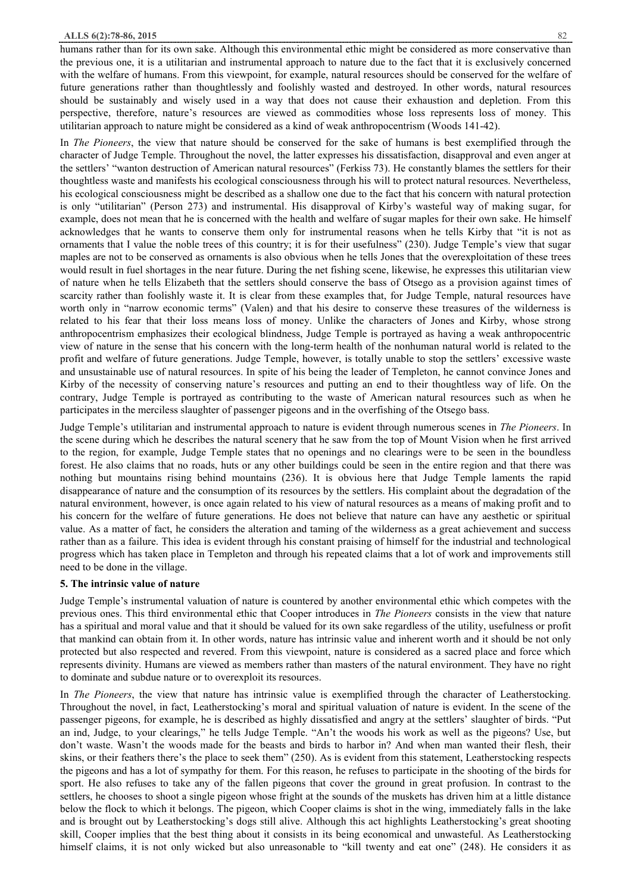humans rather than for its own sake. Although this environmental ethic might be considered as more conservative than the previous one, it is a utilitarian and instrumental approach to nature due to the fact that it is exclusively concerned with the welfare of humans. From this viewpoint, for example, natural resources should be conserved for the welfare of future generations rather than thoughtlessly and foolishly wasted and destroyed. In other words, natural resources should be sustainably and wisely used in a way that does not cause their exhaustion and depletion. From this perspective, therefore, nature's resources are viewed as commodities whose loss represents loss of money. This utilitarian approach to nature might be considered as a kind of weak anthropocentrism (Woods 141-42).

In *The Pioneers*, the view that nature should be conserved for the sake of humans is best exemplified through the character of Judge Temple. Throughout the novel, the latter expresses his dissatisfaction, disapproval and even anger at the settlers' "wanton destruction of American natural resources" (Ferkiss 73). He constantly blames the settlers for their thoughtless waste and manifests his ecological consciousness through his will to protect natural resources. Nevertheless, his ecological consciousness might be described as a shallow one due to the fact that his concern with natural protection is only "utilitarian" (Person 273) and instrumental. His disapproval of Kirby's wasteful way of making sugar, for example, does not mean that he is concerned with the health and welfare of sugar maples for their own sake. He himself acknowledges that he wants to conserve them only for instrumental reasons when he tells Kirby that "it is not as ornaments that I value the noble trees of this country; it is for their usefulness" (230). Judge Temple's view that sugar maples are not to be conserved as ornaments is also obvious when he tells Jones that the overexploitation of these trees would result in fuel shortages in the near future. During the net fishing scene, likewise, he expresses this utilitarian view of nature when he tells Elizabeth that the settlers should conserve the bass of Otsego as a provision against times of scarcity rather than foolishly waste it. It is clear from these examples that, for Judge Temple, natural resources have worth only in "narrow economic terms" (Valen) and that his desire to conserve these treasures of the wilderness is related to his fear that their loss means loss of money. Unlike the characters of Jones and Kirby, whose strong anthropocentrism emphasizes their ecological blindness, Judge Temple is portrayed as having a weak anthropocentric view of nature in the sense that his concern with the long-term health of the nonhuman natural world is related to the profit and welfare of future generations. Judge Temple, however, is totally unable to stop the settlers' excessive waste and unsustainable use of natural resources. In spite of his being the leader of Templeton, he cannot convince Jones and Kirby of the necessity of conserving nature's resources and putting an end to their thoughtless way of life. On the contrary, Judge Temple is portrayed as contributing to the waste of American natural resources such as when he participates in the merciless slaughter of passenger pigeons and in the overfishing of the Otsego bass.

Judge Temple's utilitarian and instrumental approach to nature is evident through numerous scenes in *The Pioneers*. In the scene during which he describes the natural scenery that he saw from the top of Mount Vision when he first arrived to the region, for example, Judge Temple states that no openings and no clearings were to be seen in the boundless forest. He also claims that no roads, huts or any other buildings could be seen in the entire region and that there was nothing but mountains rising behind mountains (236). It is obvious here that Judge Temple laments the rapid disappearance of nature and the consumption of its resources by the settlers. His complaint about the degradation of the natural environment, however, is once again related to his view of natural resources as a means of making profit and to his concern for the welfare of future generations. He does not believe that nature can have any aesthetic or spiritual value. As a matter of fact, he considers the alteration and taming of the wilderness as a great achievement and success rather than as a failure. This idea is evident through his constant praising of himself for the industrial and technological progress which has taken place in Templeton and through his repeated claims that a lot of work and improvements still need to be done in the village.

### 5. The intrinsic value of nature

Judge Temple's instrumental valuation of nature is countered by another environmental ethic which competes with the previous ones. This third environmental ethic that Cooper introduces in *The Pioneers* consists in the view that nature has a spiritual and moral value and that it should be valued for its own sake regardless of the utility, usefulness or profit that mankind can obtain from it. In other words, nature has intrinsic value and inherent worth and it should be not only protected but also respected and revered. From this viewpoint, nature is considered as a sacred place and force which represents divinity. Humans are viewed as members rather than masters of the natural environment. They have no right to dominate and subdue nature or to overexploit its resources.

In *The Pioneers*, the view that nature has intrinsic value is exemplified through the character of Leatherstocking. Throughout the novel, in fact, Leatherstocking's moral and spiritual valuation of nature is evident. In the scene of the passenger pigeons, for example, he is described as highly dissatisfied and angry at the settlers' slaughter of birds. "Put an ind, Judge, to your clearings," he tells Judge Temple. "An't the woods his work as well as the pigeons? Use, but don't waste. Wasn't the woods made for the beasts and birds to harbor in? And when man wanted their flesh, their skins, or their feathers there's the place to seek them" (250). As is evident from this statement, Leatherstocking respects the pigeons and has a lot of sympathy for them. For this reason, he refuses to participate in the shooting of the birds for sport. He also refuses to take any of the fallen pigeons that cover the ground in great profusion. In contrast to the settlers, he chooses to shoot a single pigeon whose fright at the sounds of the muskets has driven him at a little distance below the flock to which it belongs. The pigeon, which Cooper claims is shot in the wing, immediately falls in the lake and is brought out by Leatherstocking's dogs still alive. Although this act highlights Leatherstocking's great shooting skill, Cooper implies that the best thing about it consists in its being economical and unwasteful. As Leatherstocking himself claims, it is not only wicked but also unreasonable to "kill twenty and eat one" (248). He considers it as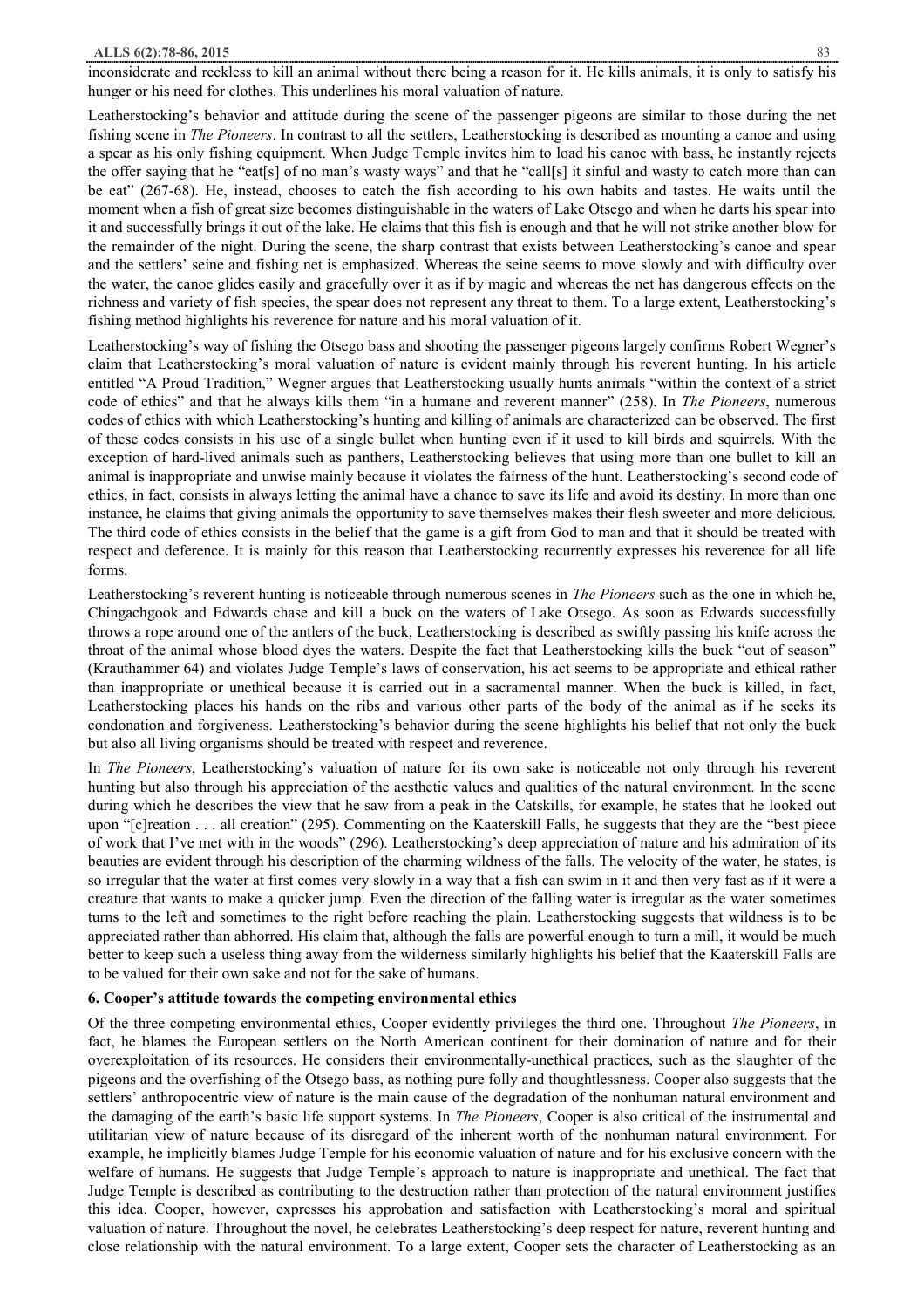inconsiderate and reckless to kill an animal without there being a reason for it. He kills animals, it is only to satisfy his hunger or his need for clothes. This underlines his moral valuation of nature.

Leatherstocking's behavior and attitude during the scene of the passenger pigeons are similar to those during the net fishing scene in *The Pioneers*. In contrast to all the settlers, Leatherstocking is described as mounting a canoe and using a spear as his only fishing equipment. When Judge Temple invites him to load his canoe with bass, he instantly rejects the offer saying that he "eat[s] of no man's wasty ways" and that he "call[s] it sinful and wasty to catch more than can be eat" (267-68). He, instead, chooses to catch the fish according to his own habits and tastes. He waits until the moment when a fish of great size becomes distinguishable in the waters of Lake Otsego and when he darts his spear into it and successfully brings it out of the lake. He claims that this fish is enough and that he will not strike another blow for the remainder of the night. During the scene, the sharp contrast that exists between Leatherstocking's canoe and spear and the settlers' seine and fishing net is emphasized. Whereas the seine seems to move slowly and with difficulty over the water, the canoe glides easily and gracefully over it as if by magic and whereas the net has dangerous effects on the richness and variety of fish species, the spear does not represent any threat to them. To a large extent, Leatherstocking's fishing method highlights his reverence for nature and his moral valuation of it.

Leatherstocking's way of fishing the Otsego bass and shooting the passenger pigeons largely confirms Robert Wegner's claim that Leatherstocking's moral valuation of nature is evident mainly through his reverent hunting. In his article entitled "A Proud Tradition," Wegner argues that Leatherstocking usually hunts animals "within the context of a strict code of ethics" and that he always kills them "in a humane and reverent manner" (258). In *The Pioneers*, numerous codes of ethics with which Leatherstocking's hunting and killing of animals are characterized can be observed. The first of these codes consists in his use of a single bullet when hunting even if it used to kill birds and squirrels. With the exception of hard-lived animals such as panthers, Leatherstocking believes that using more than one bullet to kill an animal is inappropriate and unwise mainly because it violates the fairness of the hunt. Leatherstocking's second code of ethics, in fact, consists in always letting the animal have a chance to save its life and avoid its destiny. In more than one instance, he claims that giving animals the opportunity to save themselves makes their flesh sweeter and more delicious. The third code of ethics consists in the belief that the game is a gift from God to man and that it should be treated with respect and deference. It is mainly for this reason that Leatherstocking recurrently expresses his reverence for all life forms.

Leatherstocking's reverent hunting is noticeable through numerous scenes in *The Pioneers* such as the one in which he, Chingachgook and Edwards chase and kill a buck on the waters of Lake Otsego. As soon as Edwards successfully throws a rope around one of the antlers of the buck, Leatherstocking is described as swiftly passing his knife across the throat of the animal whose blood dyes the waters. Despite the fact that Leatherstocking kills the buck "out of season" (Krauthammer 64) and violates Judge Temple's laws of conservation, his act seems to be appropriate and ethical rather than inappropriate or unethical because it is carried out in a sacramental manner. When the buck is killed, in fact, Leatherstocking places his hands on the ribs and various other parts of the body of the animal as if he seeks its condonation and forgiveness. Leatherstocking's behavior during the scene highlights his belief that not only the buck but also all living organisms should be treated with respect and reverence.

In *The Pioneers*, Leatherstocking's valuation of nature for its own sake is noticeable not only through his reverent hunting but also through his appreciation of the aesthetic values and qualities of the natural environment. In the scene during which he describes the view that he saw from a peak in the Catskills, for example, he states that he looked out upon "[c]reation . . . all creation" (295). Commenting on the Kaaterskill Falls, he suggests that they are the "best piece of work that I've met with in the woods" (296). Leatherstocking's deep appreciation of nature and his admiration of its beauties are evident through his description of the charming wildness of the falls. The velocity of the water, he states, is so irregular that the water at first comes very slowly in a way that a fish can swim in it and then very fast as if it were a creature that wants to make a quicker jump. Even the direction of the falling water is irregular as the water sometimes turns to the left and sometimes to the right before reaching the plain. Leatherstocking suggests that wildness is to be appreciated rather than abhorred. His claim that, although the falls are powerful enough to turn a mill, it would be much better to keep such a useless thing away from the wilderness similarly highlights his belief that the Kaaterskill Falls are to be valued for their own sake and not for the sake of humans.

### 6. Cooper's attitude towards the competing environmental ethics

Of the three competing environmental ethics, Cooper evidently privileges the third one. Throughout *The Pioneers*, in fact, he blames the European settlers on the North American continent for their domination of nature and for their overexploitation of its resources. He considers their environmentally-unethical practices, such as the slaughter of the pigeons and the overfishing of the Otsego bass, as nothing pure folly and thoughtlessness. Cooper also suggests that the settlers' anthropocentric view of nature is the main cause of the degradation of the nonhuman natural environment and the damaging of the earth's basic life support systems. In *The Pioneers*, Cooper is also critical of the instrumental and utilitarian view of nature because of its disregard of the inherent worth of the nonhuman natural environment. For example, he implicitly blames Judge Temple for his economic valuation of nature and for his exclusive concern with the welfare of humans. He suggests that Judge Temple's approach to nature is inappropriate and unethical. The fact that Judge Temple is described as contributing to the destruction rather than protection of the natural environment justifies this idea. Cooper, however, expresses his approbation and satisfaction with Leatherstocking's moral and spiritual valuation of nature. Throughout the novel, he celebrates Leatherstocking's deep respect for nature, reverent hunting and close relationship with the natural environment. To a large extent, Cooper sets the character of Leatherstocking as an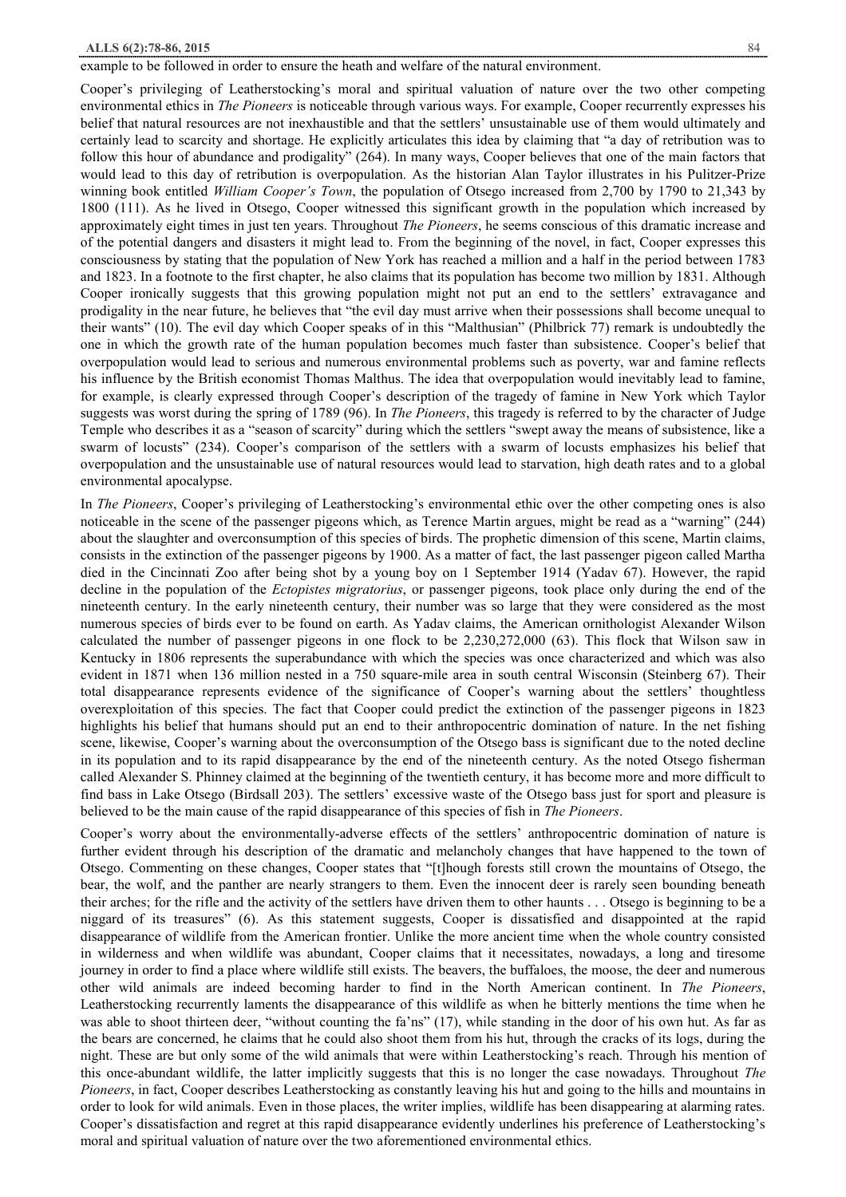example to be followed in order to ensure the heath and welfare of the natural environment.

Cooper's privileging of Leatherstocking's moral and spiritual valuation of nature over the two other competing environmental ethics in *The Pioneers* is noticeable through various ways. For example, Cooper recurrently expresses his belief that natural resources are not inexhaustible and that the settlers' unsustainable use of them would ultimately and certainly lead to scarcity and shortage. He explicitly articulates this idea by claiming that "a day of retribution was to follow this hour of abundance and prodigality" (264). In many ways, Cooper believes that one of the main factors that would lead to this day of retribution is overpopulation. As the historian Alan Taylor illustrates in his Pulitzer-Prize winning book entitled *William Cooper's Town*, the population of Otsego increased from 2,700 by 1790 to 21,343 by 1800 (111). As he lived in Otsego, Cooper witnessed this significant growth in the population which increased by approximately eight times in just ten years. Throughout *The Pioneers*, he seems conscious of this dramatic increase and of the potential dangers and disasters it might lead to. From the beginning of the novel, in fact, Cooper expresses this consciousness by stating that the population of New York has reached a million and a half in the period between 1783 and 1823. In a footnote to the first chapter, he also claims that its population has become two million by 1831. Although Cooper ironically suggests that this growing population might not put an end to the settlers' extravagance and prodigality in the near future, he believes that "the evil day must arrive when their possessions shall become unequal to their wants" (10). The evil day which Cooper speaks of in this "Malthusian" (Philbrick 77) remark is undoubtedly the one in which the growth rate of the human population becomes much faster than subsistence. Cooper's belief that overpopulation would lead to serious and numerous environmental problems such as poverty, war and famine reflects his influence by the British economist Thomas Malthus. The idea that overpopulation would inevitably lead to famine, for example, is clearly expressed through Cooper's description of the tragedy of famine in New York which Taylor suggests was worst during the spring of 1789 (96). In *The Pioneers*, this tragedy is referred to by the character of Judge Temple who describes it as a "season of scarcity" during which the settlers "swept away the means of subsistence, like a swarm of locusts" (234). Cooper's comparison of the settlers with a swarm of locusts emphasizes his belief that overpopulation and the unsustainable use of natural resources would lead to starvation, high death rates and to a global environmental apocalypse.

In *The Pioneers*, Cooper's privileging of Leatherstocking's environmental ethic over the other competing ones is also noticeable in the scene of the passenger pigeons which, as Terence Martin argues, might be read as a "warning" (244) about the slaughter and overconsumption of this species of birds. The prophetic dimension of this scene, Martin claims, consists in the extinction of the passenger pigeons by 1900. As a matter of fact, the last passenger pigeon called Martha died in the Cincinnati Zoo after being shot by a young boy on 1 September 1914 (Yadav 67). However, the rapid decline in the population of the *Ectopistes migratorius*, or passenger pigeons, took place only during the end of the nineteenth century. In the early nineteenth century, their number was so large that they were considered as the most numerous species of birds ever to be found on earth. As Yadav claims, the American ornithologist Alexander Wilson calculated the number of passenger pigeons in one flock to be 2,230,272,000 (63). This flock that Wilson saw in Kentucky in 1806 represents the superabundance with which the species was once characterized and which was also evident in 1871 when 136 million nested in a 750 square-mile area in south central Wisconsin (Steinberg 67). Their total disappearance represents evidence of the significance of Cooper's warning about the settlers' thoughtless overexploitation of this species. The fact that Cooper could predict the extinction of the passenger pigeons in 1823 highlights his belief that humans should put an end to their anthropocentric domination of nature. In the net fishing scene, likewise, Cooper's warning about the overconsumption of the Otsego bass is significant due to the noted decline in its population and to its rapid disappearance by the end of the nineteenth century. As the noted Otsego fisherman called Alexander S. Phinney claimed at the beginning of the twentieth century, it has become more and more difficult to find bass in Lake Otsego (Birdsall 203). The settlers' excessive waste of the Otsego bass just for sport and pleasure is believed to be the main cause of the rapid disappearance of this species of fish in *The Pioneers*.

Cooper's worry about the environmentally-adverse effects of the settlers' anthropocentric domination of nature is further evident through his description of the dramatic and melancholy changes that have happened to the town of Otsego. Commenting on these changes, Cooper states that "[t]hough forests still crown the mountains of Otsego, the bear, the wolf, and the panther are nearly strangers to them. Even the innocent deer is rarely seen bounding beneath their arches; for the rifle and the activity of the settlers have driven them to other haunts . . . Otsego is beginning to be a niggard of its treasures" (6). As this statement suggests, Cooper is dissatisfied and disappointed at the rapid disappearance of wildlife from the American frontier. Unlike the more ancient time when the whole country consisted in wilderness and when wildlife was abundant, Cooper claims that it necessitates, nowadays, a long and tiresome journey in order to find a place where wildlife still exists. The beavers, the buffaloes, the moose, the deer and numerous other wild animals are indeed becoming harder to find in the North American continent. In *The Pioneers*, Leatherstocking recurrently laments the disappearance of this wildlife as when he bitterly mentions the time when he was able to shoot thirteen deer, "without counting the fa'ns" (17), while standing in the door of his own hut. As far as the bears are concerned, he claims that he could also shoot them from his hut, through the cracks of its logs, during the night. These are but only some of the wild animals that were within Leatherstocking's reach. Through his mention of this once-abundant wildlife, the latter implicitly suggests that this is no longer the case nowadays. Throughout *The Pioneers*, in fact, Cooper describes Leatherstocking as constantly leaving his hut and going to the hills and mountains in order to look for wild animals. Even in those places, the writer implies, wildlife has been disappearing at alarming rates. Cooper's dissatisfaction and regret at this rapid disappearance evidently underlines his preference of Leatherstocking's moral and spiritual valuation of nature over the two aforementioned environmental ethics.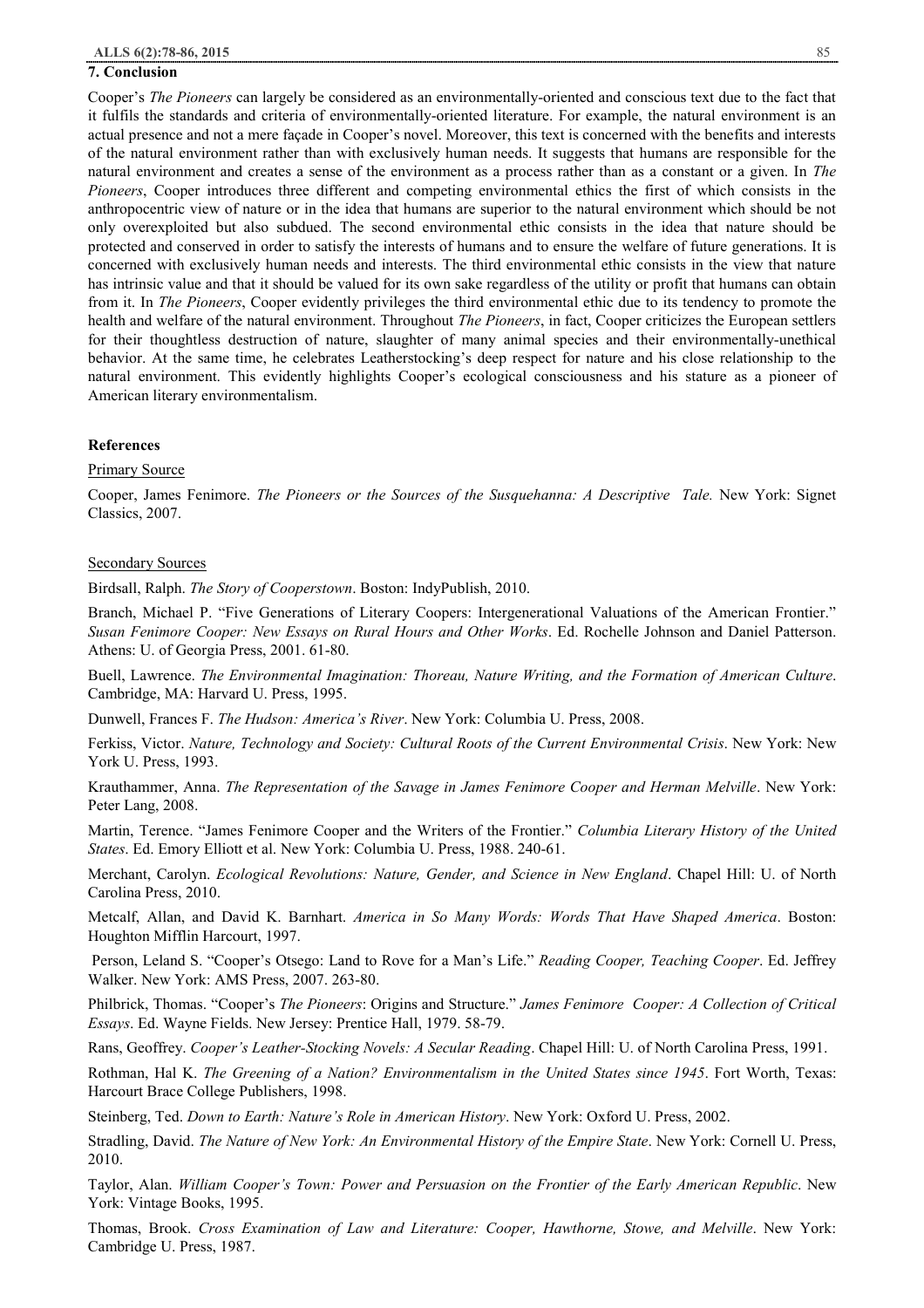## 7. Conclusion

Cooper's *The Pioneers* can largely be considered as an environmentally-oriented and conscious text due to the fact that it fulfils the standards and criteria of environmentally-oriented literature. For example, the natural environment is an actual presence and not a mere façade in Cooper's novel. Moreover, this text is concerned with the benefits and interests of the natural environment rather than with exclusively human needs. It suggests that humans are responsible for the natural environment and creates a sense of the environment as a process rather than as a constant or a given. In *The Pioneers*, Cooper introduces three different and competing environmental ethics the first of which consists in the anthropocentric view of nature or in the idea that humans are superior to the natural environment which should be not only overexploited but also subdued. The second environmental ethic consists in the idea that nature should be protected and conserved in order to satisfy the interests of humans and to ensure the welfare of future generations. It is concerned with exclusively human needs and interests. The third environmental ethic consists in the view that nature has intrinsic value and that it should be valued for its own sake regardless of the utility or profit that humans can obtain from it. In *The Pioneers*, Cooper evidently privileges the third environmental ethic due to its tendency to promote the health and welfare of the natural environment. Throughout *The Pioneers*, in fact, Cooper criticizes the European settlers for their thoughtless destruction of nature, slaughter of many animal species and their environmentally-unethical behavior. At the same time, he celebrates Leatherstocking's deep respect for nature and his close relationship to the natural environment. This evidently highlights Cooper's ecological consciousness and his stature as a pioneer of American literary environmentalism.

### References

Primary Source

Cooper, James Fenimore. *The Pioneers or the Sources of the Susquehanna: A Descriptive Tale.* New York: Signet Classics, 2007.

Secondary Sources

Birdsall, Ralph. *The Story of Cooperstown*. Boston: IndyPublish, 2010.

Branch, Michael P. "Five Generations of Literary Coopers: Intergenerational Valuations of the American Frontier." *Susan Fenimore Cooper: New Essays on Rural Hours and Other Works*. Ed. Rochelle Johnson and Daniel Patterson. Athens: U. of Georgia Press, 2001. 61-80.

Buell, Lawrence. *The Environmental Imagination: Thoreau, Nature Writing, and the Formation of American Culture*. Cambridge, MA: Harvard U. Press, 1995.

Dunwell, Frances F. *The Hudson: America's River*. New York: Columbia U. Press, 2008.

Ferkiss, Victor. *Nature, Technology and Society: Cultural Roots of the Current Environmental Crisis*. New York: New York U. Press, 1993.

Krauthammer, Anna. *The Representation of the Savage in James Fenimore Cooper and Herman Melville*. New York: Peter Lang, 2008.

Martin, Terence. "James Fenimore Cooper and the Writers of the Frontier." *Columbia Literary History of the United States*. Ed. Emory Elliott et al. New York: Columbia U. Press, 1988. 240-61.

Merchant, Carolyn. *Ecological Revolutions: Nature, Gender, and Science in New England*. Chapel Hill: U. of North Carolina Press, 2010.

Metcalf, Allan, and David K. Barnhart. *America in So Many Words: Words That Have Shaped America*. Boston: Houghton Mifflin Harcourt, 1997.

Person, Leland S. "Cooper's Otsego: Land to Rove for a Man's Life." *Reading Cooper, Teaching Cooper*. Ed. Jeffrey Walker. New York: AMS Press, 2007. 263-80.

Philbrick, Thomas. "Cooper's *The Pioneers*: Origins and Structure." *James Fenimore Cooper: A Collection of Critical Essays*. Ed. Wayne Fields. New Jersey: Prentice Hall, 1979. 58-79.

Rans, Geoffrey. *Cooper's Leather-Stocking Novels: A Secular Reading*. Chapel Hill: U. of North Carolina Press, 1991.

Rothman, Hal K. *The Greening of a Nation? Environmentalism in the United States since 1945*. Fort Worth, Texas: Harcourt Brace College Publishers, 1998.

Steinberg, Ted. *Down to Earth: Nature's Role in American History*. New York: Oxford U. Press, 2002.

Stradling, David. *The Nature of New York: An Environmental History of the Empire State*. New York: Cornell U. Press, 2010.

Taylor, Alan. *William Cooper's Town: Power and Persuasion on the Frontier of the Early American Republic*. New York: Vintage Books, 1995.

Thomas, Brook. *Cross Examination of Law and Literature: Cooper, Hawthorne, Stowe, and Melville*. New York: Cambridge U. Press, 1987.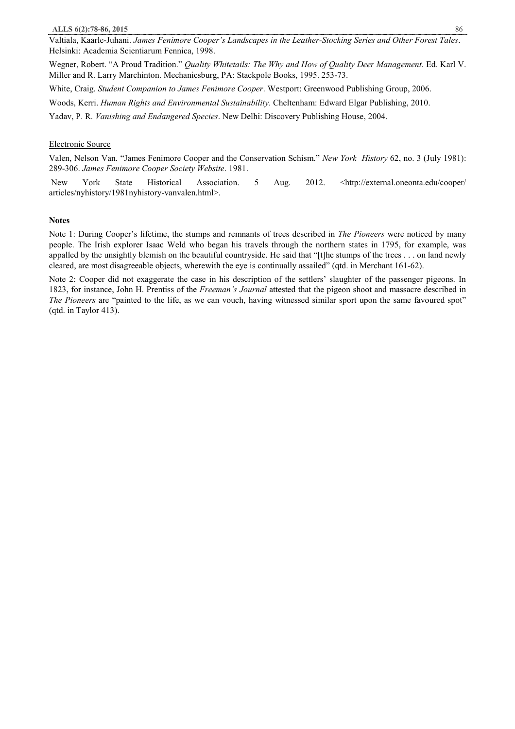Valtiala, Kaarle-Juhani. *James Fenimore Cooper's Landscapes in the Leather-Stocking Series and Other Forest Tales*. Helsinki: Academia Scientiarum Fennica, 1998.

Wegner, Robert. "A Proud Tradition." *Quality Whitetails: The Why and How of Quality Deer Management*. Ed. Karl V. Miller and R. Larry Marchinton. Mechanicsburg, PA: Stackpole Books, 1995. 253-73.

White, Craig. *Student Companion to James Fenimore Cooper*. Westport: Greenwood Publishing Group, 2006.

Woods, Kerri. *Human Rights and Environmental Sustainability*. Cheltenham: Edward Elgar Publishing, 2010.

Yadav, P. R. *Vanishing and Endangered Species*. New Delhi: Discovery Publishing House, 2004.

Electronic Source

Valen, Nelson Van. "James Fenimore Cooper and the Conservation Schism." *New York History* 62, no. 3 (July 1981): 289-306. *James Fenimore Cooper Society Website*. 1981.

New York State Historical Association. 5 Aug. 2012. <http://external.oneonta.edu/cooper/articles/nyhistory/1981nyhistory-vanvalen.html>.

**Notes**

Note 1: During Cooper's lifetime, the stumps and remnants of trees described in *The Pioneers* were noticed by many people. The Irish explorer Isaac Weld who began his travels through the northern states in 1795, for example, was appalled by the unsightly blemish on the beautiful countryside. He said that "[t]he stumps of the trees . . . on land newly cleared, are most disagreeable objects, wherewith the eye is continually assailed" (qtd. in Merchant 161-62).

Note 2: Cooper did not exaggerate the case in his description of the settlers' slaughter of the passenger pigeons. In 1823, for instance, John H. Prentiss of the *Freeman's Journal* attested that the pigeon shoot and massacre described in *The Pioneers* are "painted to the life, as we can vouch, having witnessed similar sport upon the same favoured spot" (qtd. in Taylor 413).